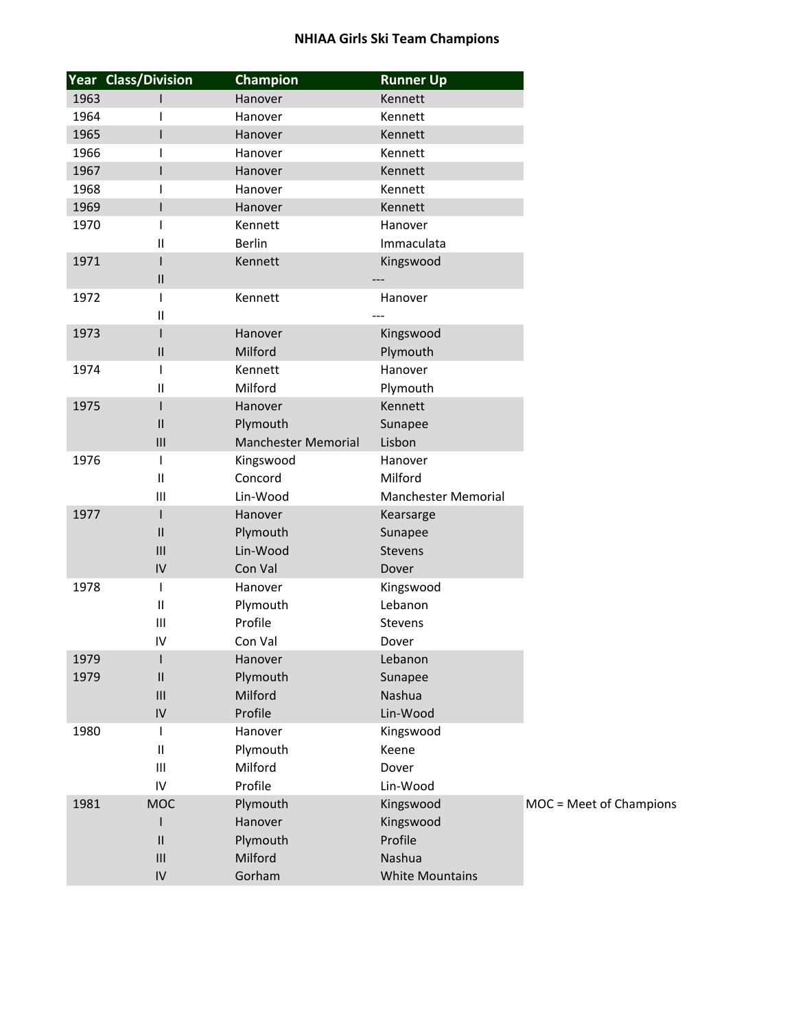# NHIAA Girls Ski Team Champions

| Year | Class/Division | Champion | Runner Up |
|---|---|---|---|
| 1963 | I | Hanover | Kennett |
| 1964 | I | Hanover | Kennett |
| 1965 | I | Hanover | Kennett |
| 1966 | I | Hanover | Kennett |
| 1967 | I | Hanover | Kennett |
| 1968 | I | Hanover | Kennett |
| 1969 | I | Hanover | Kennett |
| 1970 | I | Kennett | Hanover |
| | II | Berlin | Immaculata |
| 1971 | I | Kennett | Kingswood |
| | II | | --- |
| 1972 | I | Kennett | Hanover |
| | II | | --- |
| 1973 | I | Hanover | Kingswood |
| | II | Milford | Plymouth |
| 1974 | I | Kennett | Hanover |
| | II | Milford | Plymouth |
| 1975 | I | Hanover | Kennett |
| | II | Plymouth | Sunapee |
| | III | Manchester Memorial | Lisbon |
| 1976 | I | Kingswood | Hanover |
| | II | Concord | Milford |
| | III | Lin-Wood | Manchester Memorial |
| 1977 | I | Hanover | Kearsarge |
| | II | Plymouth | Sunapee |
| | III | Lin-Wood | Stevens |
| | IV | Con Val | Dover |
| 1978 | I | Hanover | Kingswood |
| | II | Plymouth | Lebanon |
| | III | Profile | Stevens |
| | IV | Con Val | Dover |
| 1979 | I | Hanover | Lebanon |
| 1979 | II | Plymouth | Sunapee |
| | III | Milford | Nashua |
| | IV | Profile | Lin-Wood |
| 1980 | I | Hanover | Kingswood |
| | II | Plymouth | Keene |
| | III | Milford | Dover |
| | IV | Profile | Lin-Wood |
| 1981 | MOC | Plymouth | Kingswood |
| | I | Hanover | Kingswood |
| | II | Plymouth | Profile |
| | III | Milford | Nashua |
| | IV | Gorham | White Mountains |

MOC = Meet of Champions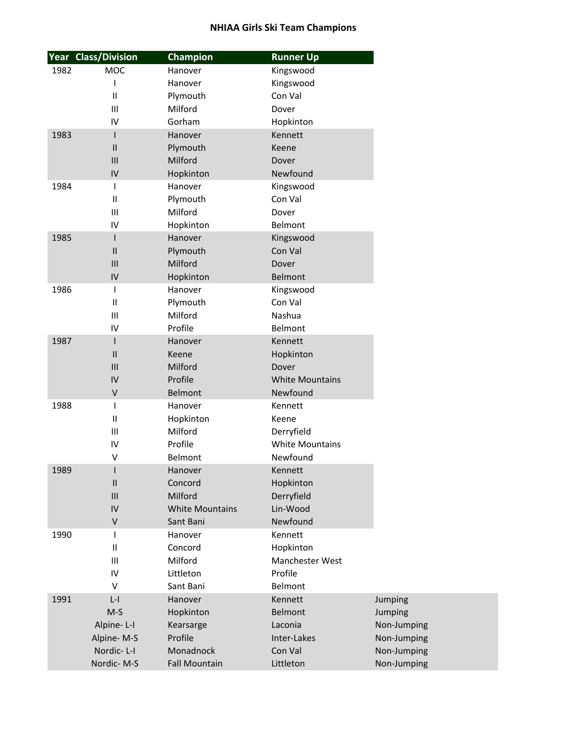## NHIAA Girls Ski Team Champions

| Year | Class/Division | Champion | Runner Up | |
|---|---|---|---|---|
| 1982 | MOC | Hanover | Kingswood | |
| | I | Hanover | Kingswood | |
| | II | Plymouth | Con Val | |
| | III | Milford | Dover | |
| | IV | Gorham | Hopkinton | |
| 1983 | I | Hanover | Kennett | |
| | II | Plymouth | Keene | |
| | III | Milford | Dover | |
| | IV | Hopkinton | Newfound | |
| 1984 | I | Hanover | Kingswood | |
| | II | Plymouth | Con Val | |
| | III | Milford | Dover | |
| | IV | Hopkinton | Belmont | |
| 1985 | I | Hanover | Kingswood | |
| | II | Plymouth | Con Val | |
| | III | Milford | Dover | |
| | IV | Hopkinton | Belmont | |
| 1986 | I | Hanover | Kingswood | |
| | II | Plymouth | Con Val | |
| | III | Milford | Nashua | |
| | IV | Profile | Belmont | |
| 1987 | I | Hanover | Kennett | |
| | II | Keene | Hopkinton | |
| | III | Milford | Dover | |
| | IV | Profile | White Mountains | |
| | V | Belmont | Newfound | |
| 1988 | I | Hanover | Kennett | |
| | II | Hopkinton | Keene | |
| | III | Milford | Derryfield | |
| | IV | Profile | White Mountains | |
| | V | Belmont | Newfound | |
| 1989 | I | Hanover | Kennett | |
| | II | Concord | Hopkinton | |
| | III | Milford | Derryfield | |
| | IV | White Mountains | Lin-Wood | |
| | V | Sant Bani | Newfound | |
| 1990 | I | Hanover | Kennett | |
| | II | Concord | Hopkinton | |
| | III | Milford | Manchester West | |
| | IV | Littleton | Profile | |
| | V | Sant Bani | Belmont | |
| 1991 | L-I | Hanover | Kennett | Jumping |
| | M-S | Hopkinton | Belmont | Jumping |
| | Alpine- L-I | Kearsarge | Laconia | Non-Jumping |
| | Alpine- M-S | Profile | Inter-Lakes | Non-Jumping |
| | Nordic- L-I | Monadnock | Con Val | Non-Jumping |
| | Nordic- M-S | Fall Mountain | Littleton | Non-Jumping |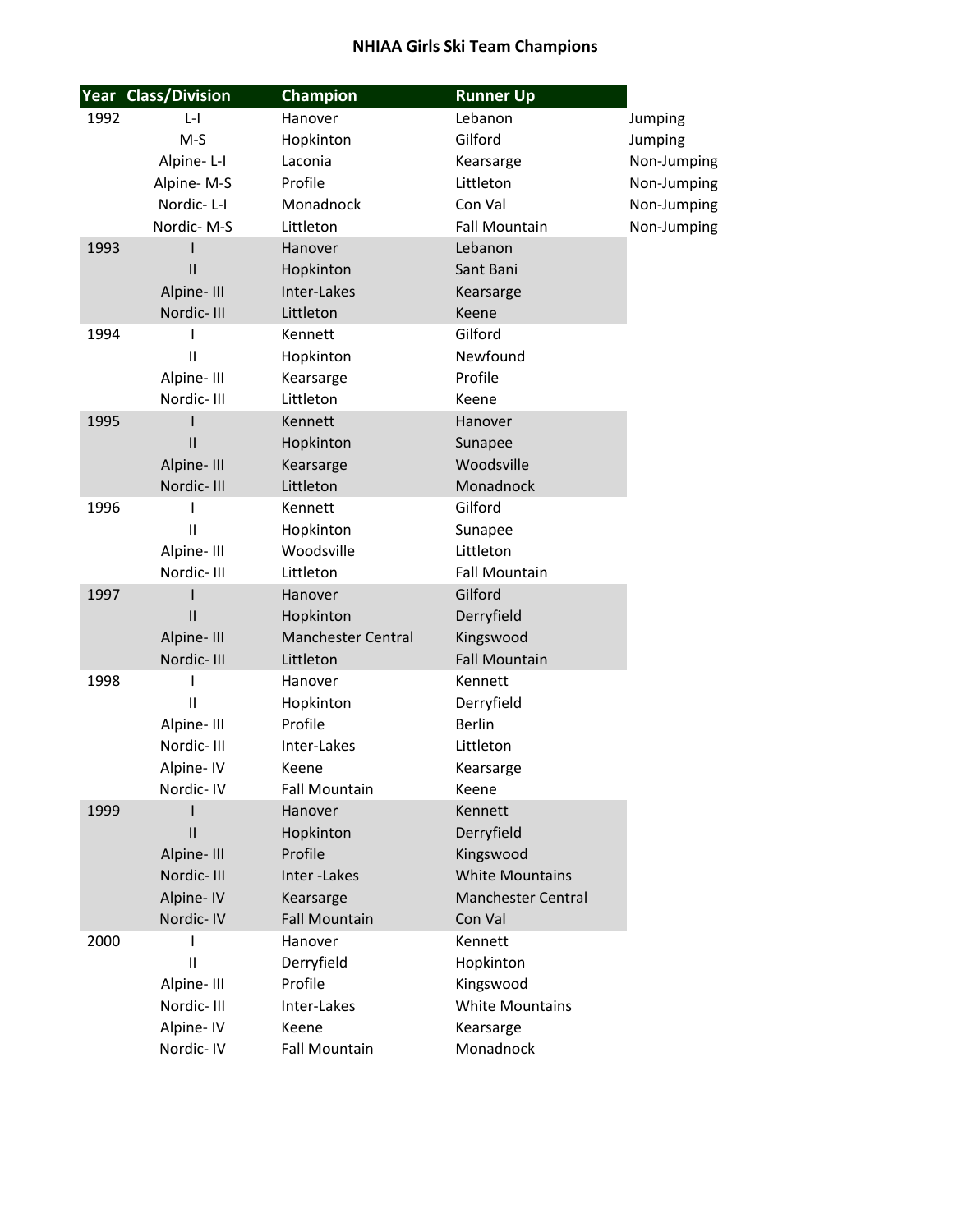# NHIAA Girls Ski Team Champions

| Year | Class/Division | Champion | Runner Up | |
|---|---|---|---|---|
| 1992 | L-I | Hanover | Lebanon | Jumping |
| | M-S | Hopkinton | Gilford | Jumping |
| | Alpine- L-I | Laconia | Kearsarge | Non-Jumping |
| | Alpine- M-S | Profile | Littleton | Non-Jumping |
| | Nordic- L-I | Monadnock | Con Val | Non-Jumping |
| | Nordic- M-S | Littleton | Fall Mountain | Non-Jumping |
| 1993 | I | Hanover | Lebanon | |
| | II | Hopkinton | Sant Bani | |
| | Alpine- III | Inter-Lakes | Kearsarge | |
| | Nordic- III | Littleton | Keene | |
| 1994 | I | Kennett | Gilford | |
| | II | Hopkinton | Newfound | |
| | Alpine- III | Kearsarge | Profile | |
| | Nordic- III | Littleton | Keene | |
| 1995 | I | Kennett | Hanover | |
| | II | Hopkinton | Sunapee | |
| | Alpine- III | Kearsarge | Woodsville | |
| | Nordic- III | Littleton | Monadnock | |
| 1996 | I | Kennett | Gilford | |
| | II | Hopkinton | Sunapee | |
| | Alpine- III | Woodsville | Littleton | |
| | Nordic- III | Littleton | Fall Mountain | |
| 1997 | I | Hanover | Gilford | |
| | II | Hopkinton | Derryfield | |
| | Alpine- III | Manchester Central | Kingswood | |
| | Nordic- III | Littleton | Fall Mountain | |
| 1998 | I | Hanover | Kennett | |
| | II | Hopkinton | Derryfield | |
| | Alpine- III | Profile | Berlin | |
| | Nordic- III | Inter-Lakes | Littleton | |
| | Alpine- IV | Keene | Kearsarge | |
| | Nordic- IV | Fall Mountain | Keene | |
| 1999 | I | Hanover | Kennett | |
| | II | Hopkinton | Derryfield | |
| | Alpine- III | Profile | Kingswood | |
| | Nordic- III | Inter -Lakes | White Mountains | |
| | Alpine- IV | Kearsarge | Manchester Central | |
| | Nordic- IV | Fall Mountain | Con Val | |
| 2000 | I | Hanover | Kennett | |
| | II | Derryfield | Hopkinton | |
| | Alpine- III | Profile | Kingswood | |
| | Nordic- III | Inter-Lakes | White Mountains | |
| | Alpine- IV | Keene | Kearsarge | |
| | Nordic- IV | Fall Mountain | Monadnock | |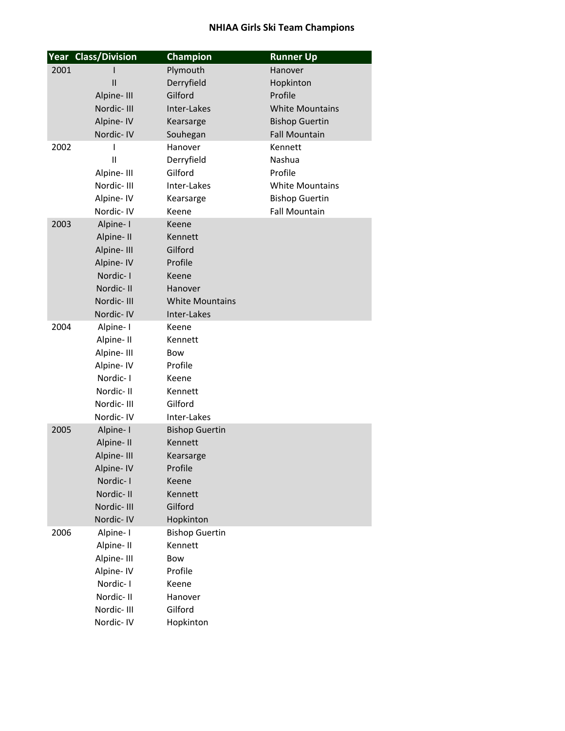# NHIAA Girls Ski Team Champions

| Year | Class/Division | Champion | Runner Up |
|---|---|---|---|
| 2001 | I | Plymouth | Hanover |
| | II | Derryfield | Hopkinton |
| | Alpine- III | Gilford | Profile |
| | Nordic- III | Inter-Lakes | White Mountains |
| | Alpine- IV | Kearsarge | Bishop Guertin |
| | Nordic- IV | Souhegan | Fall Mountain |
| 2002 | I | Hanover | Kennett |
| | II | Derryfield | Nashua |
| | Alpine- III | Gilford | Profile |
| | Nordic- III | Inter-Lakes | White Mountains |
| | Alpine- IV | Kearsarge | Bishop Guertin |
| | Nordic- IV | Keene | Fall Mountain |
| 2003 | Alpine- I | Keene | |
| | Alpine- II | Kennett | |
| | Alpine- III | Gilford | |
| | Alpine- IV | Profile | |
| | Nordic- I | Keene | |
| | Nordic- II | Hanover | |
| | Nordic- III | White Mountains | |
| | Nordic- IV | Inter-Lakes | |
| 2004 | Alpine- I | Keene | |
| | Alpine- II | Kennett | |
| | Alpine- III | Bow | |
| | Alpine- IV | Profile | |
| | Nordic- I | Keene | |
| | Nordic- II | Kennett | |
| | Nordic- III | Gilford | |
| | Nordic- IV | Inter-Lakes | |
| 2005 | Alpine- I | Bishop Guertin | |
| | Alpine- II | Kennett | |
| | Alpine- III | Kearsarge | |
| | Alpine- IV | Profile | |
| | Nordic- I | Keene | |
| | Nordic- II | Kennett | |
| | Nordic- III | Gilford | |
| | Nordic- IV | Hopkinton | |
| 2006 | Alpine- I | Bishop Guertin | |
| | Alpine- II | Kennett | |
| | Alpine- III | Bow | |
| | Alpine- IV | Profile | |
| | Nordic- I | Keene | |
| | Nordic- II | Hanover | |
| | Nordic- III | Gilford | |
| | Nordic- IV | Hopkinton | |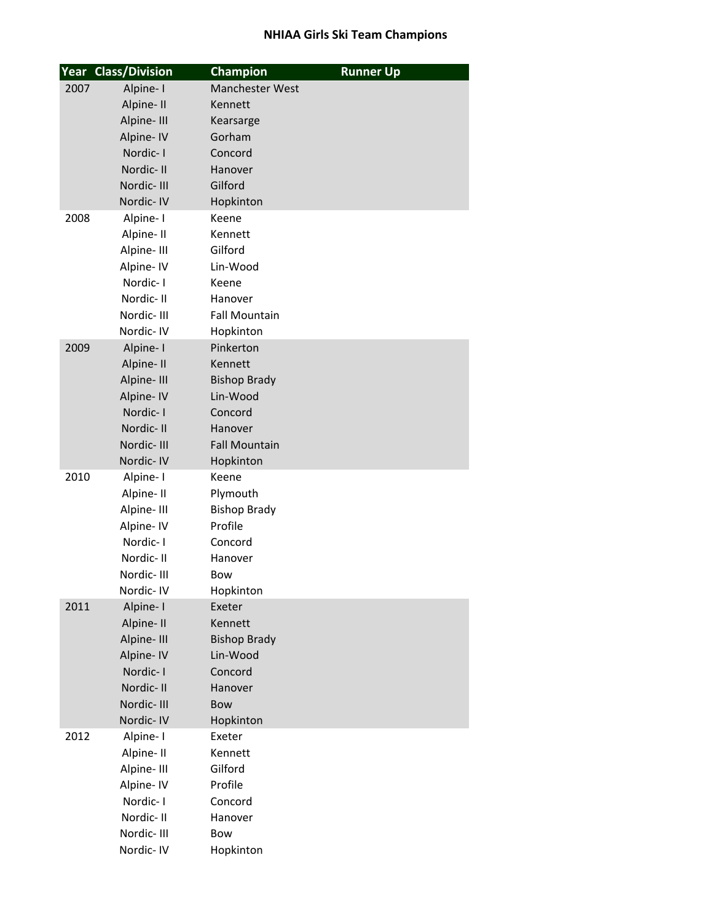## NHIAA Girls Ski Team Champions

| Year | Class/Division | Champion | Runner Up |
| --- | --- | --- | --- |
| 2007 | Alpine- I | Manchester West | |
| | Alpine- II | Kennett | |
| | Alpine- III | Kearsarge | |
| | Alpine- IV | Gorham | |
| | Nordic- I | Concord | |
| | Nordic- II | Hanover | |
| | Nordic- III | Gilford | |
| | Nordic- IV | Hopkinton | |
| 2008 | Alpine- I | Keene | |
| | Alpine- II | Kennett | |
| | Alpine- III | Gilford | |
| | Alpine- IV | Lin-Wood | |
| | Nordic- I | Keene | |
| | Nordic- II | Hanover | |
| | Nordic- III | Fall Mountain | |
| | Nordic- IV | Hopkinton | |
| 2009 | Alpine- I | Pinkerton | |
| | Alpine- II | Kennett | |
| | Alpine- III | Bishop Brady | |
| | Alpine- IV | Lin-Wood | |
| | Nordic- I | Concord | |
| | Nordic- II | Hanover | |
| | Nordic- III | Fall Mountain | |
| | Nordic- IV | Hopkinton | |
| 2010 | Alpine- I | Keene | |
| | Alpine- II | Plymouth | |
| | Alpine- III | Bishop Brady | |
| | Alpine- IV | Profile | |
| | Nordic- I | Concord | |
| | Nordic- II | Hanover | |
| | Nordic- III | Bow | |
| | Nordic- IV | Hopkinton | |
| 2011 | Alpine- I | Exeter | |
| | Alpine- II | Kennett | |
| | Alpine- III | Bishop Brady | |
| | Alpine- IV | Lin-Wood | |
| | Nordic- I | Concord | |
| | Nordic- II | Hanover | |
| | Nordic- III | Bow | |
| | Nordic- IV | Hopkinton | |
| 2012 | Alpine- I | Exeter | |
| | Alpine- II | Kennett | |
| | Alpine- III | Gilford | |
| | Alpine- IV | Profile | |
| | Nordic- I | Concord | |
| | Nordic- II | Hanover | |
| | Nordic- III | Bow | |
| | Nordic- IV | Hopkinton | |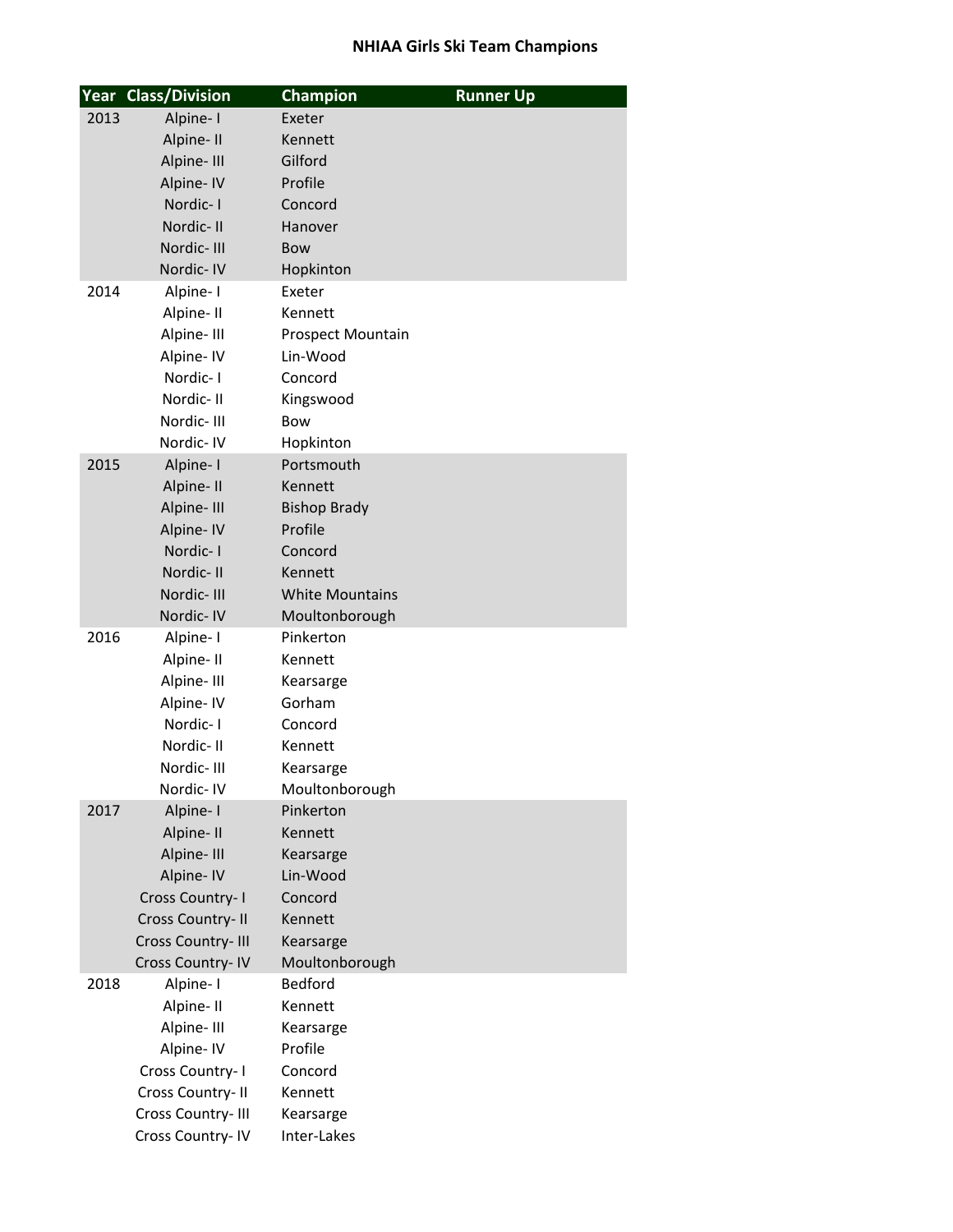# NHIAA Girls Ski Team Champions

| Year | Class/Division | Champion | Runner Up |
|---|---|---|---|
| 2013 | Alpine- I | Exeter | |
| | Alpine- II | Kennett | |
| | Alpine- III | Gilford | |
| | Alpine- IV | Profile | |
| | Nordic- I | Concord | |
| | Nordic- II | Hanover | |
| | Nordic- III | Bow | |
| | Nordic- IV | Hopkinton | |
| 2014 | Alpine- I | Exeter | |
| | Alpine- II | Kennett | |
| | Alpine- III | Prospect Mountain | |
| | Alpine- IV | Lin-Wood | |
| | Nordic- I | Concord | |
| | Nordic- II | Kingswood | |
| | Nordic- III | Bow | |
| | Nordic- IV | Hopkinton | |
| 2015 | Alpine- I | Portsmouth | |
| | Alpine- II | Kennett | |
| | Alpine- III | Bishop Brady | |
| | Alpine- IV | Profile | |
| | Nordic- I | Concord | |
| | Nordic- II | Kennett | |
| | Nordic- III | White Mountains | |
| | Nordic- IV | Moultonborough | |
| 2016 | Alpine- I | Pinkerton | |
| | Alpine- II | Kennett | |
| | Alpine- III | Kearsarge | |
| | Alpine- IV | Gorham | |
| | Nordic- I | Concord | |
| | Nordic- II | Kennett | |
| | Nordic- III | Kearsarge | |
| | Nordic- IV | Moultonborough | |
| 2017 | Alpine- I | Pinkerton | |
| | Alpine- II | Kennett | |
| | Alpine- III | Kearsarge | |
| | Alpine- IV | Lin-Wood | |
| | Cross Country- I | Concord | |
| | Cross Country- II | Kennett | |
| | Cross Country- III | Kearsarge | |
| | Cross Country- IV | Moultonborough | |
| 2018 | Alpine- I | Bedford | |
| | Alpine- II | Kennett | |
| | Alpine- III | Kearsarge | |
| | Alpine- IV | Profile | |
| | Cross Country- I | Concord | |
| | Cross Country- II | Kennett | |
| | Cross Country- III | Kearsarge | |
| | Cross Country- IV | Inter-Lakes | |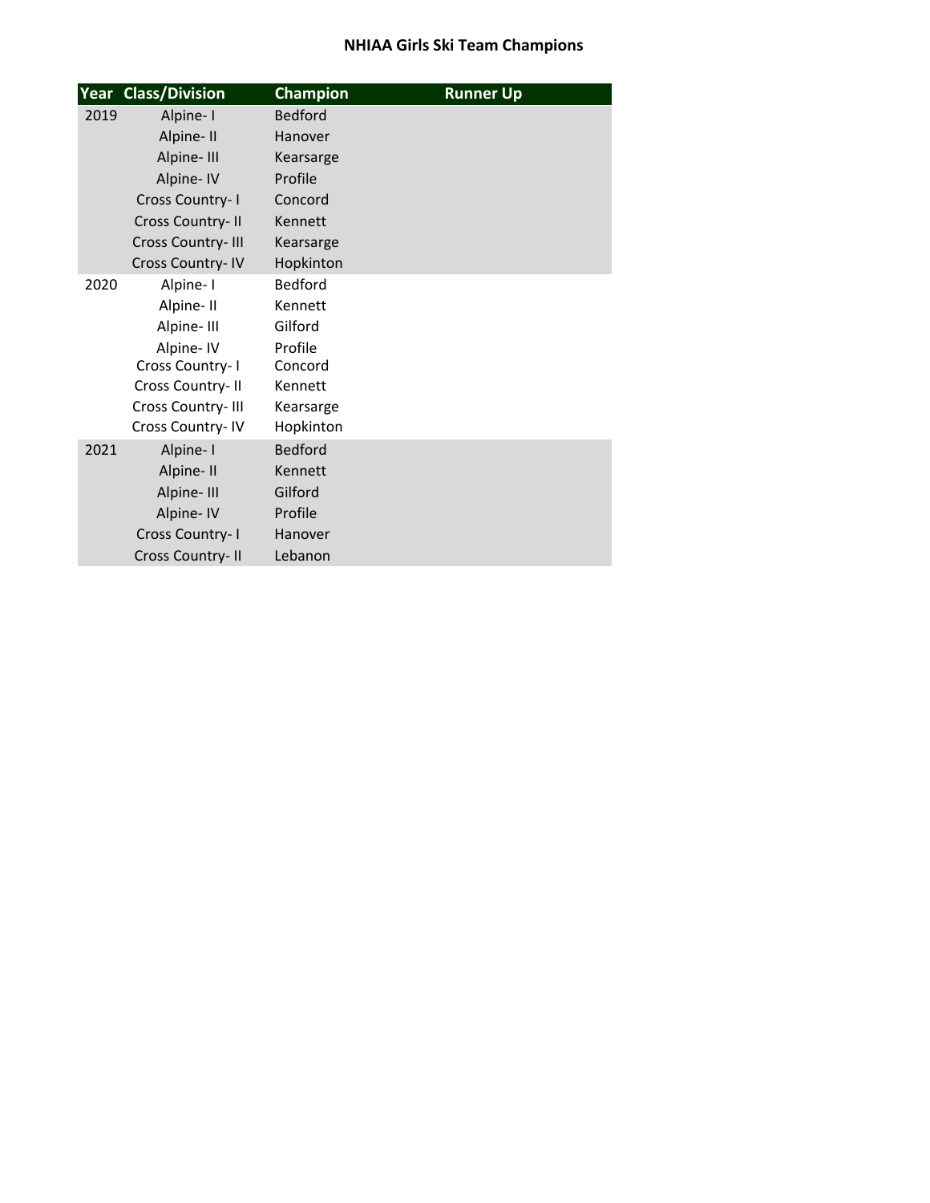**NHIAA Girls Ski Team Champions**

| Year | Class/Division | Champion | Runner Up |
|---|---|---|---|
| 2019 | Alpine- I | Bedford | |
| | Alpine- II | Hanover | |
| | Alpine- III | Kearsarge | |
| | Alpine- IV | Profile | |
| | Cross Country- I | Concord | |
| | Cross Country- II | Kennett | |
| | Cross Country- III | Kearsarge | |
| | Cross Country- IV | Hopkinton | |
| 2020 | Alpine- I | Bedford | |
| | Alpine- II | Kennett | |
| | Alpine- III | Gilford | |
| | Alpine- IV | Profile | |
| | Cross Country- I | Concord | |
| | Cross Country- II | Kennett | |
| | Cross Country- III | Kearsarge | |
| | Cross Country- IV | Hopkinton | |
| 2021 | Alpine- I | Bedford | |
| | Alpine- II | Kennett | |
| | Alpine- III | Gilford | |
| | Alpine- IV | Profile | |
| | Cross Country- I | Hanover | |
| | Cross Country- II | Lebanon | |